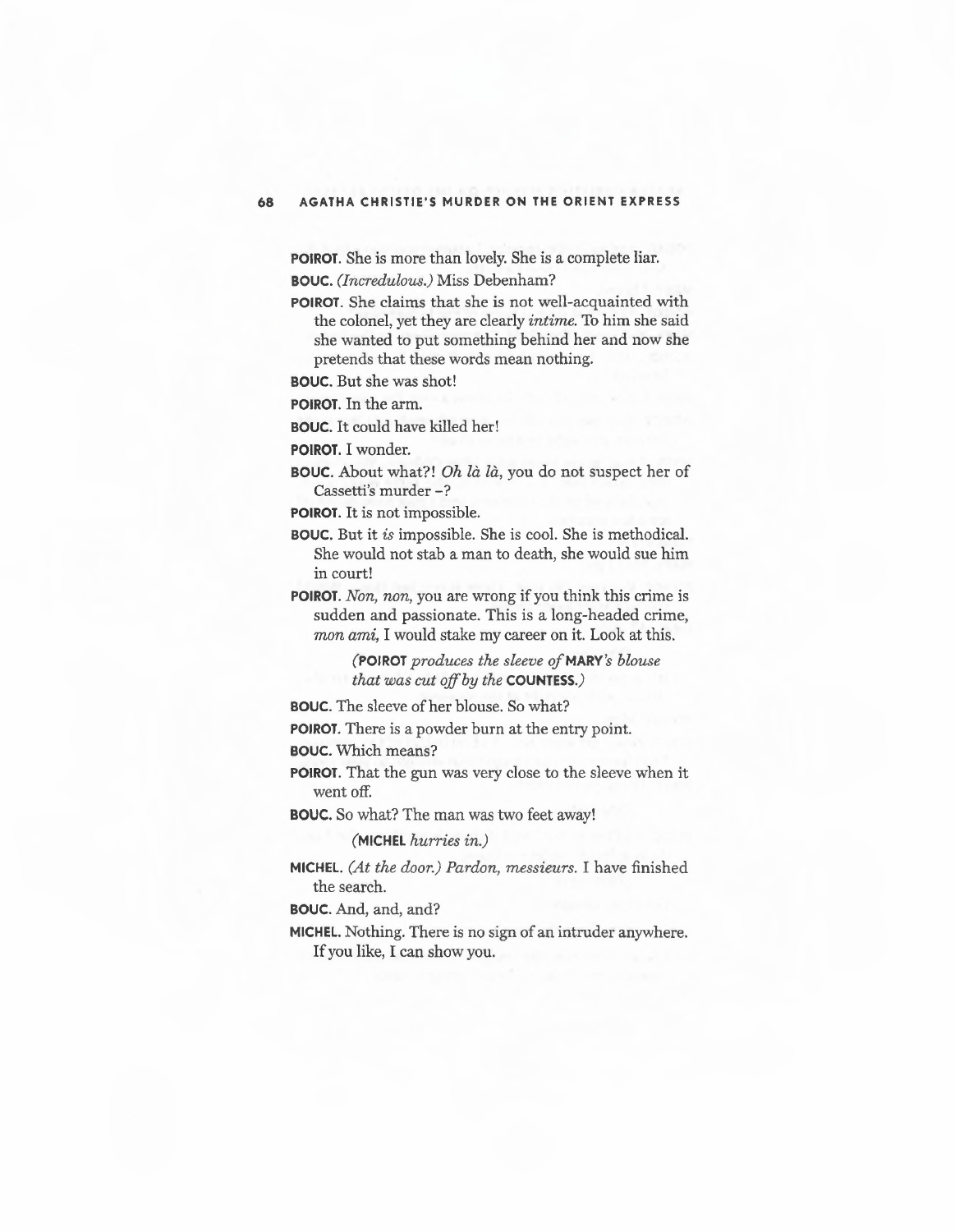**POIROT.** She is more than lovely. She is a complete liar.

**BOUC.** *(Incredulous.)* Miss Debenham?

**POIROT.** She claims that she is not well-acquainted with the colonel, yet they are clearly *intime.* To him she said she wanted to put something behind her and now she pretends that these words mean nothing.

**BOUC.** But she was shot!

**POIROT.** In the arm.

**BOUC.** It could have killed her!

**POIROT.** I wonder.

**BOUC.** About what?! *Oh là là,* you do not suspect her of Cassetti's murder –?

**POIROT.** It is not impossible.

**BOUC.** But it *is* impossible. She is cool. She is methodical. She would not stab a man to death, she would sue him in court!

**POIROT.** *Non, non,* you are wrong if you think this crime is sudden and passionate. This is a long-headed crime, *mon ami,* I would stake my career on it. Look at this.

*(**POIROT** produces the sleeve of **MARY**'s blouse that was cut off by the **COUNTESS.**)*

**BOUC.** The sleeve of her blouse. So what?

**POIROT.** There is a powder burn at the entry point.

**BOUC.** Which means?

**POIROT.** That the gun was very close to the sleeve when it went off.

**BOUC.** So what? The man was two feet away!

*(**MICHEL** hurries in.)*

**MICHEL.** *(At the door.) Pardon, messieurs.* I have finished the search.

**BOUC.** And, and, and?

**MICHEL.** Nothing. There is no sign of an intruder anywhere. If you like, I can show you.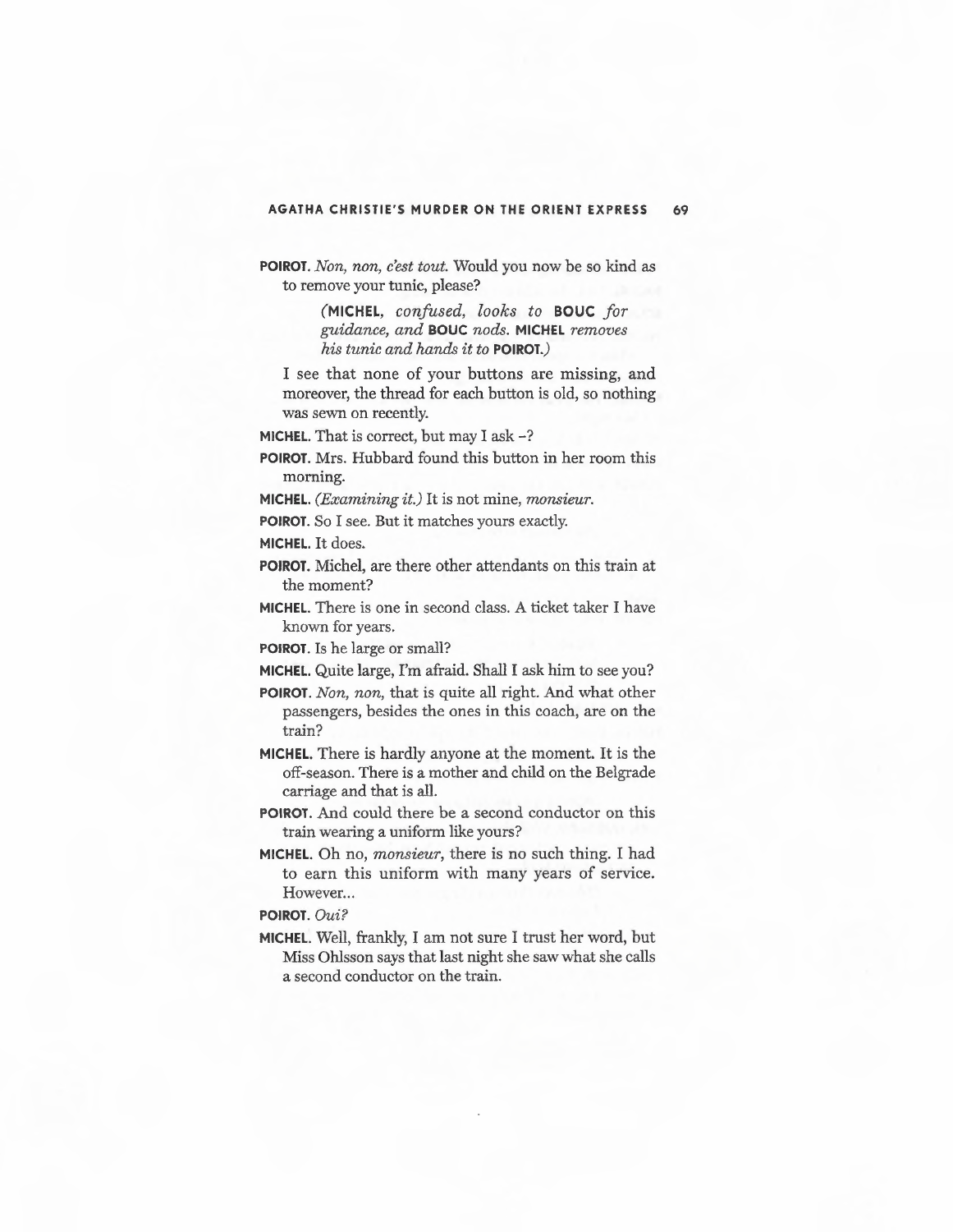**POIROT.** *Non, non, c'est tout.* Would you now be so kind as to remove your tunic, please?

> *(**MICHEL**, confused, looks to **BOUC** for guidance, and **BOUC** nods. **MICHEL** removes his tunic and hands it to **POIROT**.)*

I see that none of your buttons are missing, and moreover, the thread for each button is old, so nothing was sewn on recently.

**MICHEL.** That is correct, but may I ask –?

**POIROT.** Mrs. Hubbard found this button in her room this morning.

**MICHEL.** *(Examining it.)* It is not mine, *monsieur*.

**POIROT.** So I see. But it matches yours exactly.

**MICHEL.** It does.

**POIROT.** Michel, are there other attendants on this train at the moment?

**MICHEL.** There is one in second class. A ticket taker I have known for years.

**POIROT.** Is he large or small?

**MICHEL.** Quite large, I'm afraid. Shall I ask him to see you?

**POIROT.** *Non, non,* that is quite all right. And what other passengers, besides the ones in this coach, are on the train?

**MICHEL.** There is hardly anyone at the moment. It is the off-season. There is a mother and child on the Belgrade carriage and that is all.

**POIROT.** And could there be a second conductor on this train wearing a uniform like yours?

**MICHEL.** Oh no, *monsieur*, there is no such thing. I had to earn this uniform with many years of service. However...

**POIROT.** *Oui?*

**MICHEL.** Well, frankly, I am not sure I trust her word, but Miss Ohlsson says that last night she saw what she calls a second conductor on the train.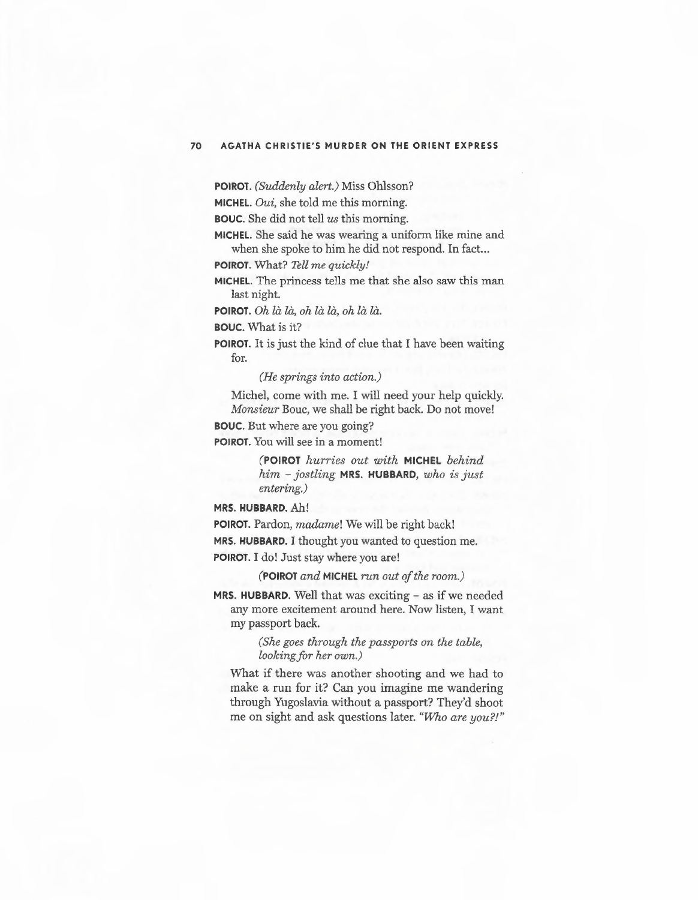**POIROT.** *(Suddenly alert.)* Miss Ohlsson?

**MICHEL.** *Oui*, she told me this morning.

**BOUC.** She did not tell *us* this morning.

**MICHEL.** She said he was wearing a uniform like mine and when she spoke to him he did not respond. In fact...

**POIROT.** What? *Tell me quickly!*

**MICHEL.** The princess tells me that she also saw this man last night.

**POIROT.** *Oh là là, oh là là, oh là là.*

**BOUC.** What is it?

**POIROT.** It is just the kind of clue that I have been waiting for.

*(He springs into action.)*

Michel, come with me. I will need your help quickly. *Monsieur* Bouc, we shall be right back. Do not move!

**BOUC.** But where are you going?

**POIROT.** You will see in a moment!

*(**POIROT** hurries out with **MICHEL** behind him – jostling **MRS. HUBBARD**, who is just entering.)*

**MRS. HUBBARD.** Ah!

**POIROT.** Pardon, *madame*! We will be right back!

**MRS. HUBBARD.** I thought you wanted to question me.

**POIROT.** I do! Just stay where you are!

*(**POIROT** and **MICHEL** run out of the room.)*

**MRS. HUBBARD.** Well that was exciting – as if we needed any more excitement around here. Now listen, I want my passport back.

*(She goes through the passports on the table, looking for her own.)*

What if there was another shooting and we had to make a run for it? Can you imagine me wandering through Yugoslavia without a passport? They'd shoot me on sight and ask questions later. "*Who are you?!*"